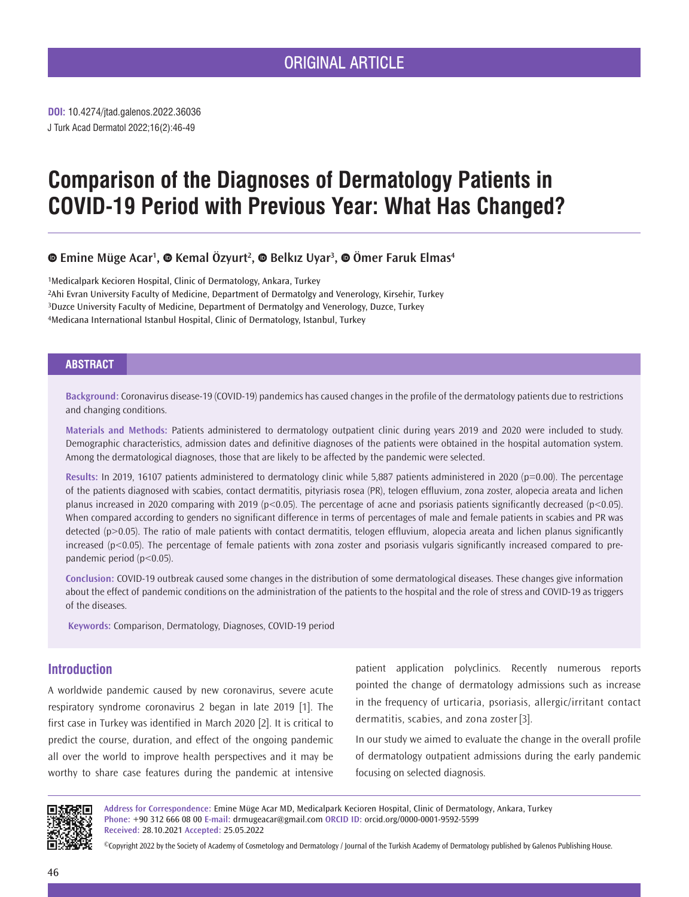ORIGINAL ARTICLE

**DOI:** 10.4274/jtad.galenos.2022.36036

J Turk Acad Dermatol 2022;16(2):46-49

# Comparison of the Diagnoses of Dermatology Patients in COVID-19 Period with Previous Year: What Has Changed?

**Emine Müge Acar[1], Kemal Özyurt[2], Belkız Uyar[3], Ömer Faruk Elmas[4]**

[1]Medicalpark Kecioren Hospital, Clinic of Dermatology, Ankara, Turkey
[2]Ahi Evran University Faculty of Medicine, Department of Dermatolgy and Venerology, Kirsehir, Turkey
[3]Duzce University Faculty of Medicine, Department of Dermatolgy and Venerology, Duzce, Turkey
[4]Medicana International Istanbul Hospital, Clinic of Dermatology, Istanbul, Turkey

## ABSTRACT

**Background:** Coronavirus disease-19 (COVID-19) pandemics has caused changes in the profile of the dermatology patients due to restrictions and changing conditions.

**Materials and Methods:** Patients administered to dermatology outpatient clinic during years 2019 and 2020 were included to study. Demographic characteristics, admission dates and definitive diagnoses of the patients were obtained in the hospital automation system. Among the dermatological diagnoses, those that are likely to be affected by the pandemic were selected.

**Results:** In 2019, 16107 patients administered to dermatology clinic while 5,887 patients administered in 2020 ($p=0.00$). The percentage of the patients diagnosed with scabies, contact dermatitis, pityriasis rosea (PR), telogen effluvium, zona zoster, alopecia areata and lichen planus increased in 2020 comparing with 2019 ($p<0.05$). The percentage of acne and psoriasis patients significantly decreased ($p<0.05$). When compared according to genders no significant difference in terms of percentages of male and female patients in scabies and PR was detected ($p>0.05$). The ratio of male patients with contact dermatitis, telogen effluvium, alopecia areata and lichen planus significantly increased ($p<0.05$). The percentage of female patients with zona zoster and psoriasis vulgaris significantly increased compared to pre-pandemic period ($p<0.05$).

**Conclusion:** COVID-19 outbreak caused some changes in the distribution of some dermatological diseases. These changes give information about the effect of pandemic conditions on the administration of the patients to the hospital and the role of stress and COVID-19 as triggers of the diseases.

**Keywords:** Comparison, Dermatology, Diagnoses, COVID-19 period

## Introduction

A worldwide pandemic caused by new coronavirus, severe acute respiratory syndrome coronavirus 2 began in late 2019 [1]. The first case in Turkey was identified in March 2020 [2]. It is critical to predict the course, duration, and effect of the ongoing pandemic all over the world to improve health perspectives and it may be worthy to share case features during the pandemic at intensive patient application polyclinics. Recently numerous reports pointed the change of dermatology admissions such as increase in the frequency of urticaria, psoriasis, allergic/irritant contact dermatitis, scabies, and zona zoster [3].

In our study we aimed to evaluate the change in the overall profile of dermatology outpatient admissions during the early pandemic focusing on selected diagnosis.

**Address for Correspondence:** Emine Müge Acar MD, Medicalpark Kecioren Hospital, Clinic of Dermatology, Ankara, Turkey
**Phone:** +90 312 666 08 00 **E-mail:** drmugeacar@gmail.com **ORCID ID:** orcid.org/0000-0001-9592-5599
**Received:** 28.10.2021 **Accepted:** 25.05.2022

©Copyright 2022 by the Society of Academy of Cosmetology and Dermatology / Journal of the Turkish Academy of Dermatology published by Galenos Publishing House.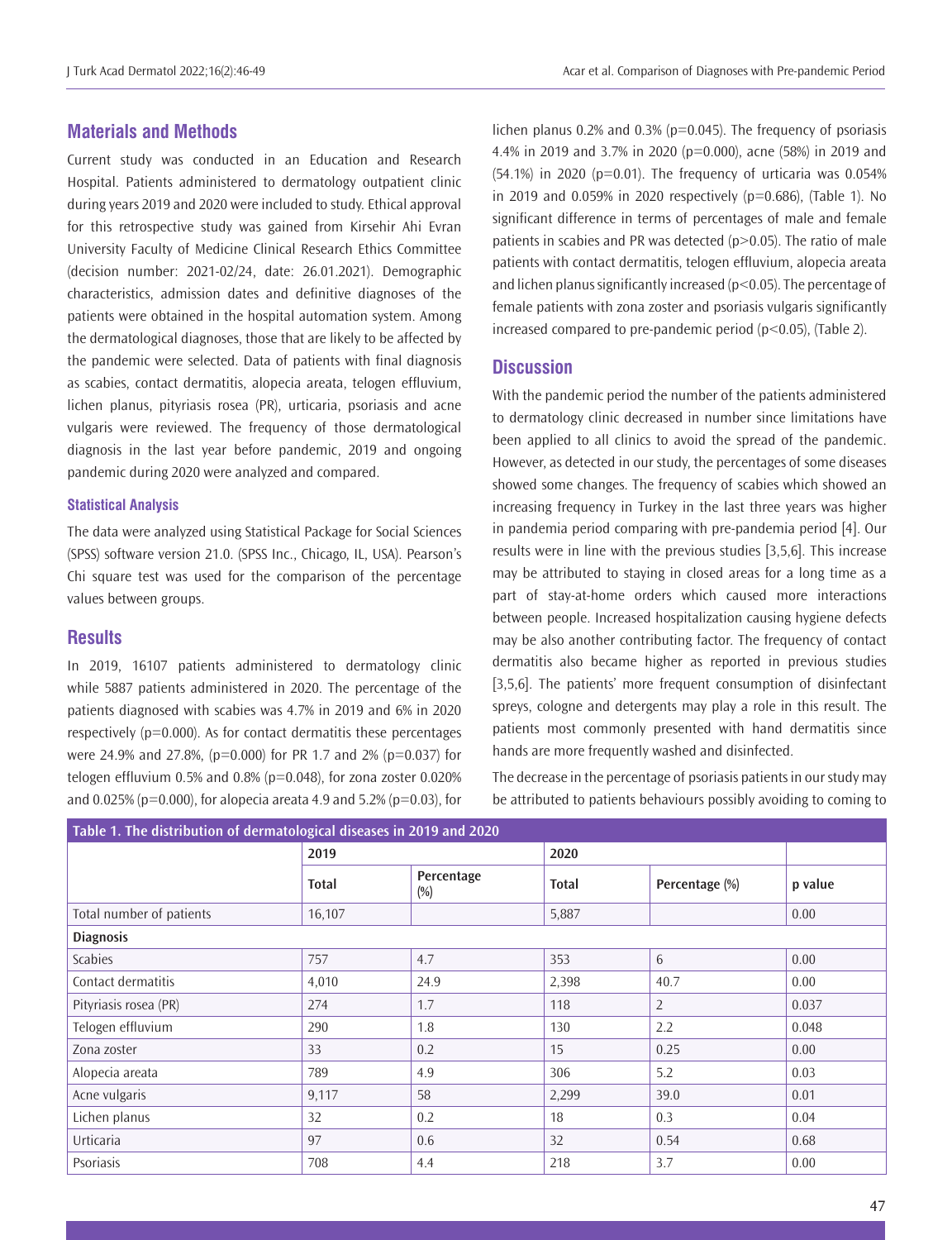## Materials and Methods

Current study was conducted in an Education and Research Hospital. Patients administered to dermatology outpatient clinic during years 2019 and 2020 were included to study. Ethical approval for this retrospective study was gained from Kirsehir Ahi Evran University Faculty of Medicine Clinical Research Ethics Committee (decision number: 2021-02/24, date: 26.01.2021). Demographic characteristics, admission dates and definitive diagnoses of the patients were obtained in the hospital automation system. Among the dermatological diagnoses, those that are likely to be affected by the pandemic were selected. Data of patients with final diagnosis as scabies, contact dermatitis, alopecia areata, telogen effluvium, lichen planus, pityriasis rosea (PR), urticaria, psoriasis and acne vulgaris were reviewed. The frequency of those dermatological diagnosis in the last year before pandemic, 2019 and ongoing pandemic during 2020 were analyzed and compared.

### Statistical Analysis

The data were analyzed using Statistical Package for Social Sciences (SPSS) software version 21.0. (SPSS Inc., Chicago, IL, USA). Pearson's Chi square test was used for the comparison of the percentage values between groups.

## Results

In 2019, 16107 patients administered to dermatology clinic while 5887 patients administered in 2020. The percentage of the patients diagnosed with scabies was 4.7% in 2019 and 6% in 2020 respectively (p=0.000). As for contact dermatitis these percentages were 24.9% and 27.8%, (p=0.000) for PR 1.7 and 2% (p=0.037) for telogen effluvium 0.5% and 0.8% (p=0.048), for zona zoster 0.020% and 0.025% (p=0.000), for alopecia areata 4.9 and 5.2% (p=0.03), for lichen planus 0.2% and 0.3% (p=0.045). The frequency of psoriasis 4.4% in 2019 and 3.7% in 2020 (p=0.000), acne (58%) in 2019 and (54.1%) in 2020 (p=0.01). The frequency of urticaria was 0.054% in 2019 and 0.059% in 2020 respectively (p=0.686), (Table 1). No significant difference in terms of percentages of male and female patients in scabies and PR was detected (p>0.05). The ratio of male patients with contact dermatitis, telogen effluvium, alopecia areata and lichen planus significantly increased (p<0.05). The percentage of female patients with zona zoster and psoriasis vulgaris significantly increased compared to pre-pandemic period (p<0.05), (Table 2).

## Discussion

With the pandemic period the number of the patients administered to dermatology clinic decreased in number since limitations have been applied to all clinics to avoid the spread of the pandemic. However, as detected in our study, the percentages of some diseases showed some changes. The frequency of scabies which showed an increasing frequency in Turkey in the last three years was higher in pandemia period comparing with pre-pandemia period [4]. Our results were in line with the previous studies [3,5,6]. This increase may be attributed to staying in closed areas for a long time as a part of stay-at-home orders which caused more interactions between people. Increased hospitalization causing hygiene defects may be also another contributing factor. The frequency of contact dermatitis also became higher as reported in previous studies [3,5,6]. The patients' more frequent consumption of disinfectant spreys, cologne and detergents may play a role in this result. The patients most commonly presented with hand dermatitis since hands are more frequently washed and disinfected.

The decrease in the percentage of psoriasis patients in our study may be attributed to patients behaviours possibly avoiding to coming to

**Table 1. The distribution of dermatological diseases in 2019 and 2020**

| | 2019 | | 2020 | | |
|---|---|---|---|---|---|
| | Total | Percentage (%) | Total | Percentage (%) | p value |
| Total number of patients | 16,107 | | 5,887 | | 0.00 |
| **Diagnosis** | | | | | |
| Scabies | 757 | 4.7 | 353 | 6 | 0.00 |
| Contact dermatitis | 4,010 | 24.9 | 2,398 | 40.7 | 0.00 |
| Pityriasis rosea (PR) | 274 | 1.7 | 118 | 2 | 0.037 |
| Telogen effluvium | 290 | 1.8 | 130 | 2.2 | 0.048 |
| Zona zoster | 33 | 0.2 | 15 | 0.25 | 0.00 |
| Alopecia areata | 789 | 4.9 | 306 | 5.2 | 0.03 |
| Acne vulgaris | 9,117 | 58 | 2,299 | 39.0 | 0.01 |
| Lichen planus | 32 | 0.2 | 18 | 0.3 | 0.04 |
| Urticaria | 97 | 0.6 | 32 | 0.54 | 0.68 |
| Psoriasis | 708 | 4.4 | 218 | 3.7 | 0.00 |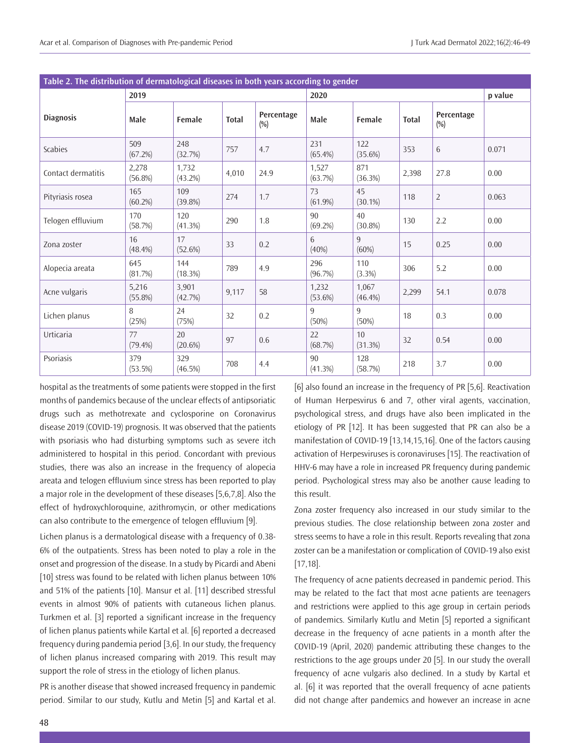**Table 2. The distribution of dermatological diseases in both years according to gender**

| Diagnosis | 2019 | | | | 2020 | | | | p value |
|---|---|---|---|---|---|---|---|---|---|
| | Male | Female | Total | Percentage (%) | Male | Female | Total | Percentage (%) | |
| Scabies | 509 (67.2%) | 248 (32.7%) | 757 | 4.7 | 231 (65.4%) | 122 (35.6%) | 353 | 6 | 0.071 |
| Contact dermatitis | 2,278 (56.8%) | 1,732 (43.2%) | 4,010 | 24.9 | 1,527 (63.7%) | 871 (36.3%) | 2,398 | 27.8 | 0.00 |
| Pityriasis rosea | 165 (60.2%) | 109 (39.8%) | 274 | 1.7 | 73 (61.9%) | 45 (30.1%) | 118 | 2 | 0.063 |
| Telogen effluvium | 170 (58.7%) | 120 (41.3%) | 290 | 1.8 | 90 (69.2%) | 40 (30.8%) | 130 | 2.2 | 0.00 |
| Zona zoster | 16 (48.4%) | 17 (52.6%) | 33 | 0.2 | 6 (40%) | 9 (60%) | 15 | 0.25 | 0.00 |
| Alopecia areata | 645 (81.7%) | 144 (18.3%) | 789 | 4.9 | 296 (96.7%) | 110 (3.3%) | 306 | 5.2 | 0.00 |
| Acne vulgaris | 5,216 (55.8%) | 3,901 (42.7%) | 9,117 | 58 | 1,232 (53.6%) | 1,067 (46.4%) | 2,299 | 54.1 | 0.078 |
| Lichen planus | 8 (25%) | 24 (75%) | 32 | 0.2 | 9 (50%) | 9 (50%) | 18 | 0.3 | 0.00 |
| Urticaria | 77 (79.4%) | 20 (20.6%) | 97 | 0.6 | 22 (68.7%) | 10 (31.3%) | 32 | 0.54 | 0.00 |
| Psoriasis | 379 (53.5%) | 329 (46.5%) | 708 | 4.4 | 90 (41.3%) | 128 (58.7%) | 218 | 3.7 | 0.00 |

hospital as the treatments of some patients were stopped in the first months of pandemics because of the unclear effects of antipsoriatic drugs such as methotrexate and cyclosporine on Coronavirus disease 2019 (COVID-19) prognosis. It was observed that the patients with psoriasis who had disturbing symptoms such as severe itch administered to hospital in this period. Concordant with previous studies, there was also an increase in the frequency of alopecia areata and telogen effluvium since stress has been reported to play a major role in the development of these diseases [5,6,7,8]. Also the effect of hydroxychloroquine, azithromycin, or other medications can also contribute to the emergence of telogen effluvium [9].

Lichen planus is a dermatological disease with a frequency of 0.38-6% of the outpatients. Stress has been noted to play a role in the onset and progression of the disease. In a study by Picardi and Abeni [10] stress was found to be related with lichen planus between 10% and 51% of the patients [10]. Mansur et al. [11] described stressful events in almost 90% of patients with cutaneous lichen planus. Turkmen et al. [3] reported a significant increase in the frequency of lichen planus patients while Kartal et al. [6] reported a decreased frequency during pandemia period [3,6]. In our study, the frequency of lichen planus increased comparing with 2019. This result may support the role of stress in the etiology of lichen planus.

PR is another disease that showed increased frequency in pandemic period. Similar to our study, Kutlu and Metin [5] and Kartal et al. [6] also found an increase in the frequency of PR [5,6]. Reactivation of Human Herpesvirus 6 and 7, other viral agents, vaccination, psychological stress, and drugs have also been implicated in the etiology of PR [12]. It has been suggested that PR can also be a manifestation of COVID-19 [13,14,15,16]. One of the factors causing activation of Herpesviruses is coronaviruses [15]. The reactivation of HHV-6 may have a role in increased PR frequency during pandemic period. Psychological stress may also be another cause leading to this result.

Zona zoster frequency also increased in our study similar to the previous studies. The close relationship between zona zoster and stress seems to have a role in this result. Reports revealing that zona zoster can be a manifestation or complication of COVID-19 also exist [17,18].

The frequency of acne patients decreased in pandemic period. This may be related to the fact that most acne patients are teenagers and restrictions were applied to this age group in certain periods of pandemics. Similarly Kutlu and Metin [5] reported a significant decrease in the frequency of acne patients in a month after the COVID-19 (April, 2020) pandemic attributing these changes to the restrictions to the age groups under 20 [5]. In our study the overall frequency of acne vulgaris also declined. In a study by Kartal et al. [6] it was reported that the overall frequency of acne patients did not change after pandemics and however an increase in acne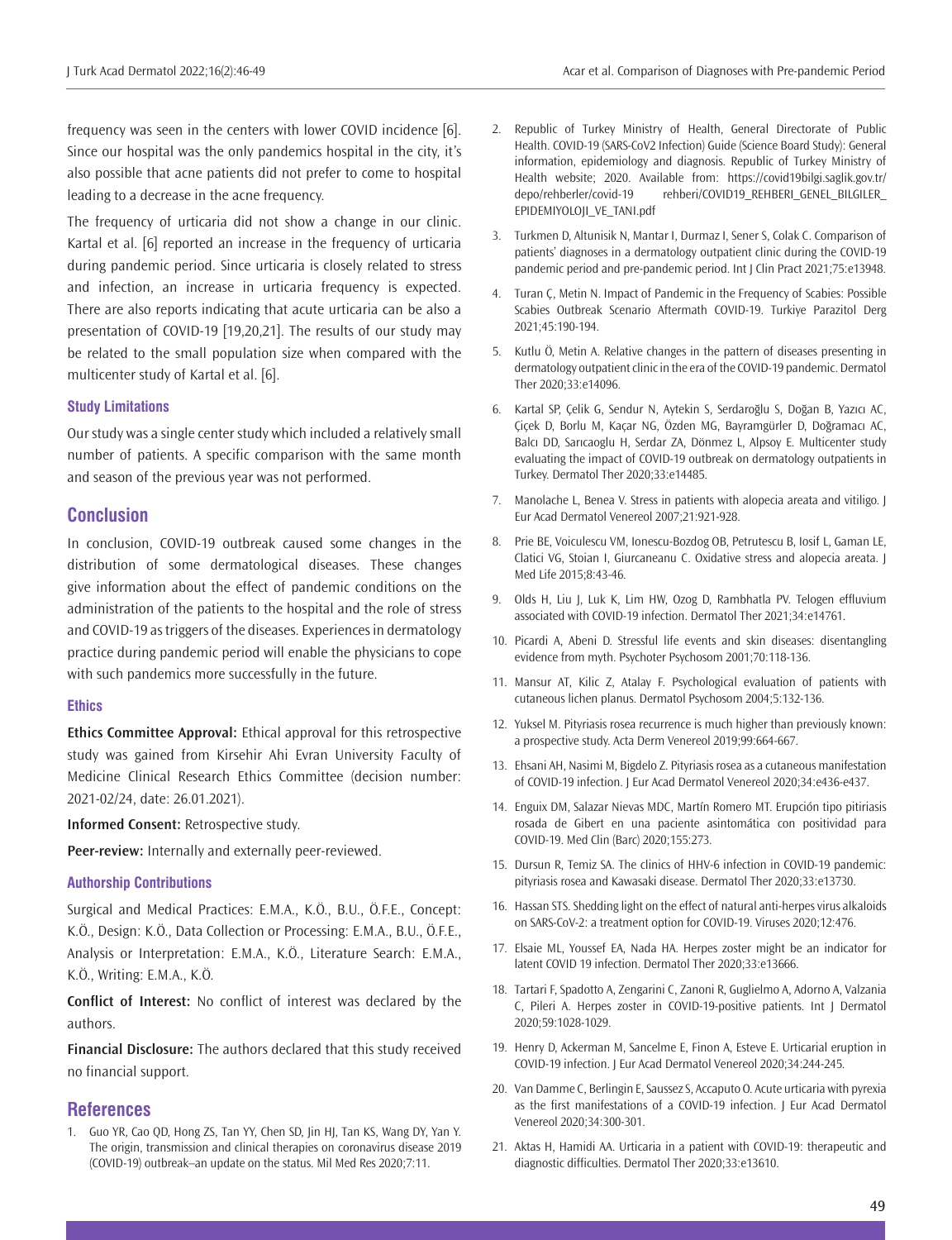frequency was seen in the centers with lower COVID incidence [6]. Since our hospital was the only pandemics hospital in the city, it's also possible that acne patients did not prefer to come to hospital leading to a decrease in the acne frequency.

The frequency of urticaria did not show a change in our clinic. Kartal et al. [6] reported an increase in the frequency of urticaria during pandemic period. Since urticaria is closely related to stress and infection, an increase in urticaria frequency is expected. There are also reports indicating that acute urticaria can be also a presentation of COVID-19 [19,20,21]. The results of our study may be related to the small population size when compared with the multicenter study of Kartal et al. [6].

### Study Limitations

Our study was a single center study which included a relatively small number of patients. A specific comparison with the same month and season of the previous year was not performed.

## Conclusion

In conclusion, COVID-19 outbreak caused some changes in the distribution of some dermatological diseases. These changes give information about the effect of pandemic conditions on the administration of the patients to the hospital and the role of stress and COVID-19 as triggers of the diseases. Experiences in dermatology practice during pandemic period will enable the physicians to cope with such pandemics more successfully in the future.

### Ethics

**Ethics Committee Approval:** Ethical approval for this retrospective study was gained from Kirsehir Ahi Evran University Faculty of Medicine Clinical Research Ethics Committee (decision number: 2021-02/24, date: 26.01.2021).

**Informed Consent:** Retrospective study.

**Peer-review:** Internally and externally peer-reviewed.

### Authorship Contributions

Surgical and Medical Practices: E.M.A., K.Ö., B.U., Ö.F.E., Concept: K.Ö., Design: K.Ö., Data Collection or Processing: E.M.A., B.U., Ö.F.E., Analysis or Interpretation: E.M.A., K.Ö., Literature Search: E.M.A., K.Ö., Writing: E.M.A., K.Ö.

**Conflict of Interest:** No conflict of interest was declared by the authors.

**Financial Disclosure:** The authors declared that this study received no financial support.

## References

1. Guo YR, Cao QD, Hong ZS, Tan YY, Chen SD, Jin HJ, Tan KS, Wang DY, Yan Y. The origin, transmission and clinical therapies on coronavirus disease 2019 (COVID-19) outbreak–an update on the status. Mil Med Res 2020;7:11.
2. Republic of Turkey Ministry of Health, General Directorate of Public Health. COVID-19 (SARS-CoV2 Infection) Guide (Science Board Study): General information, epidemiology and diagnosis. Republic of Turkey Ministry of Health website; 2020. Available from: https://covid19bilgi.saglik.gov.tr/depo/rehberler/covid-19 rehberi/COVID19_REHBERI_GENEL_BILGILER_EPIDEMIYOLOJI_VE_TANI.pdf
3. Turkmen D, Altunisik N, Mantar I, Durmaz I, Sener S, Colak C. Comparison of patients' diagnoses in a dermatology outpatient clinic during the COVID-19 pandemic period and pre-pandemic period. Int J Clin Pract 2021;75:e13948.
4. Turan Ç, Metin N. Impact of Pandemic in the Frequency of Scabies: Possible Scabies Outbreak Scenario Aftermath COVID-19. Turkiye Parazitol Derg 2021;45:190-194.
5. Kutlu Ö, Metin A. Relative changes in the pattern of diseases presenting in dermatology outpatient clinic in the era of the COVID-19 pandemic. Dermatol Ther 2020;33:e14096.
6. Kartal SP, Çelik G, Sendur N, Aytekin S, Serdaroğlu S, Doğan B, Yazıcı AC, Çiçek D, Borlu M, Kaçar NG, Özden MG, Bayramgürler D, Doğramacı AC, Balcı DD, Sarıcaoglu H, Serdar ZA, Dönmez L, Alpsoy E. Multicenter study evaluating the impact of COVID-19 outbreak on dermatology outpatients in Turkey. Dermatol Ther 2020;33:e14485.
7. Manolache L, Benea V. Stress in patients with alopecia areata and vitiligo. J Eur Acad Dermatol Venereol 2007;21:921-928.
8. Prie BE, Voiculescu VM, Ionescu-Bozdog OB, Petrutescu B, Iosif L, Gaman LE, Clatici VG, Stoian I, Giurcaneanu C. Oxidative stress and alopecia areata. J Med Life 2015;8:43-46.
9. Olds H, Liu J, Luk K, Lim HW, Ozog D, Rambhatla PV. Telogen effluvium associated with COVID-19 infection. Dermatol Ther 2021;34:e14761.
10. Picardi A, Abeni D. Stressful life events and skin diseases: disentangling evidence from myth. Psychoter Psychosom 2001;70:118-136.
11. Mansur AT, Kilic Z, Atalay F. Psychological evaluation of patients with cutaneous lichen planus. Dermatol Psychosom 2004;5:132-136.
12. Yuksel M. Pityriasis rosea recurrence is much higher than previously known: a prospective study. Acta Derm Venereol 2019;99:664-667.
13. Ehsani AH, Nasimi M, Bigdelo Z. Pityriasis rosea as a cutaneous manifestation of COVID-19 infection. J Eur Acad Dermatol Venereol 2020;34:e436-e437.
14. Enguix DM, Salazar Nievas MDC, Martín Romero MT. Erupción tipo pitiriasis rosada de Gibert en una paciente asintomática con positividad para COVID-19. Med Clin (Barc) 2020;155:273.
15. Dursun R, Temiz SA. The clinics of HHV-6 infection in COVID-19 pandemic: pityriasis rosea and Kawasaki disease. Dermatol Ther 2020;33:e13730.
16. Hassan STS. Shedding light on the effect of natural anti-herpes virus alkaloids on SARS-CoV-2: a treatment option for COVID-19. Viruses 2020;12:476.
17. Elsaie ML, Youssef EA, Nada HA. Herpes zoster might be an indicator for latent COVID 19 infection. Dermatol Ther 2020;33:e13666.
18. Tartari F, Spadotto A, Zengarini C, Zanoni R, Guglielmo A, Adorno A, Valzania C, Pileri A. Herpes zoster in COVID-19-positive patients. Int J Dermatol 2020;59:1028-1029.
19. Henry D, Ackerman M, Sancelme E, Finon A, Esteve E. Urticarial eruption in COVID-19 infection. J Eur Acad Dermatol Venereol 2020;34:244-245.
20. Van Damme C, Berlingin E, Saussez S, Accaputo O. Acute urticaria with pyrexia as the first manifestations of a COVID-19 infection. J Eur Acad Dermatol Venereol 2020;34:300-301.
21. Aktas H, Hamidi AA. Urticaria in a patient with COVID-19: therapeutic and diagnostic difficulties. Dermatol Ther 2020;33:e13610.